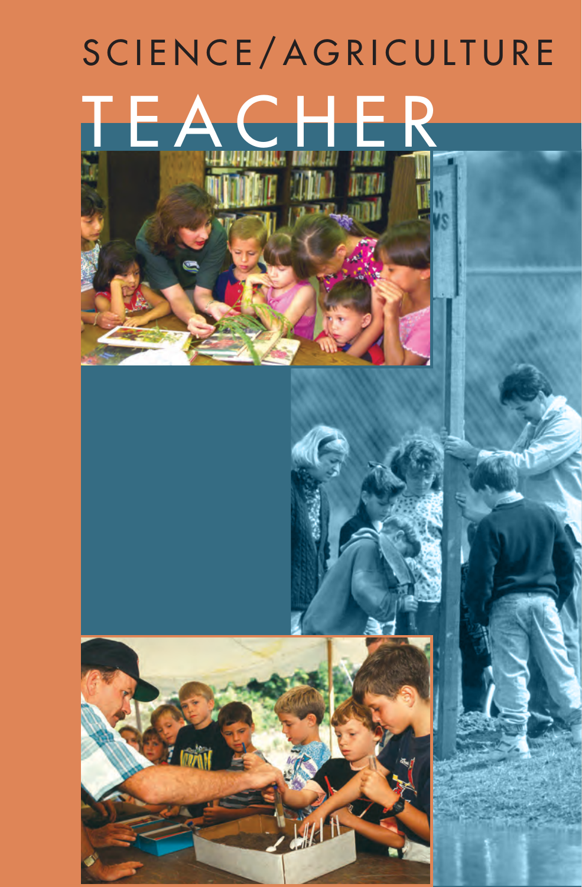# SCIENCE/AGRICULTURE

# TEACHER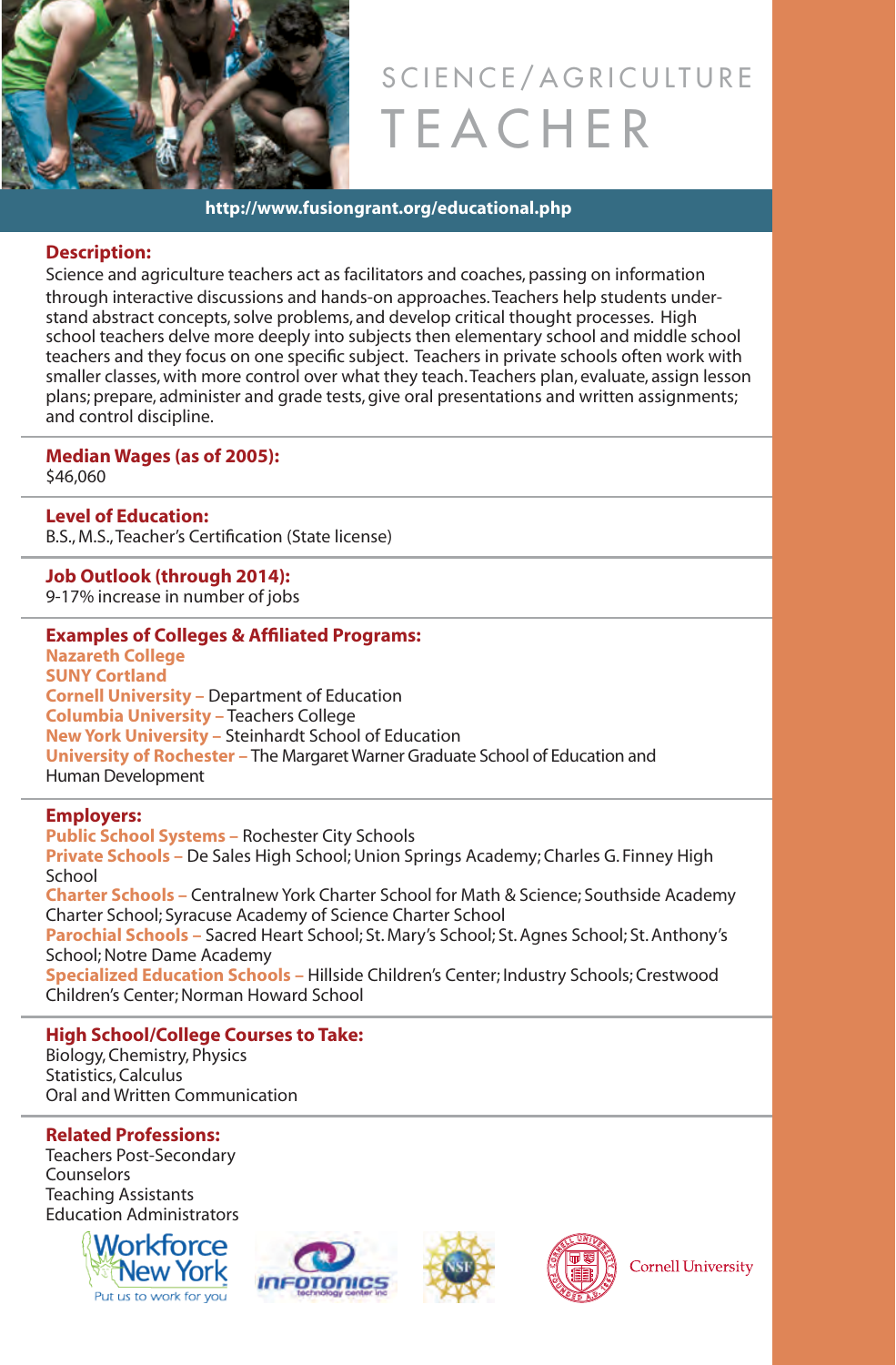# SCIENCE/AGRICULTURE TEACHER

http://www.fusiongrant.org/educational.php

**Description:**
Science and agriculture teachers act as facilitators and coaches, passing on information through interactive discussions and hands-on approaches. Teachers help students understand abstract concepts, solve problems, and develop critical thought processes. High school teachers delve more deeply into subjects then elementary school and middle school teachers and they focus on one specific subject. Teachers in private schools often work with smaller classes, with more control over what they teach. Teachers plan, evaluate, assign lesson plans; prepare, administer and grade tests, give oral presentations and written assignments; and control discipline.

**Median Wages (as of 2005):**
$46,060

**Level of Education:**
B.S., M.S., Teacher's Certification (State license)

**Job Outlook (through 2014):**
9-17% increase in number of jobs

**Examples of Colleges & Affiliated Programs:**
**Nazareth College**
**SUNY Cortland**
**Cornell University** – Department of Education
**Columbia University** – Teachers College
**New York University** – Steinhardt School of Education
**University of Rochester** – The Margaret Warner Graduate School of Education and Human Development

**Employers:**
**Public School Systems** – Rochester City Schools
**Private Schools** – De Sales High School; Union Springs Academy; Charles G. Finney High School
**Charter Schools** – Centralnew York Charter School for Math & Science; Southside Academy Charter School; Syracuse Academy of Science Charter School
**Parochial Schools** – Sacred Heart School; St. Mary's School; St. Agnes School; St. Anthony's School; Notre Dame Academy
**Specialized Education Schools** – Hillside Children's Center; Industry Schools; Crestwood Children's Center; Norman Howard School

**High School/College Courses to Take:**
Biology, Chemistry, Physics
Statistics, Calculus
Oral and Written Communication

**Related Professions:**
Teachers Post-Secondary
Counselors
Teaching Assistants
Education Administrators

Workforce New York – Put us to work for you
INFOTONICS technology center inc
NSF
Cornell University